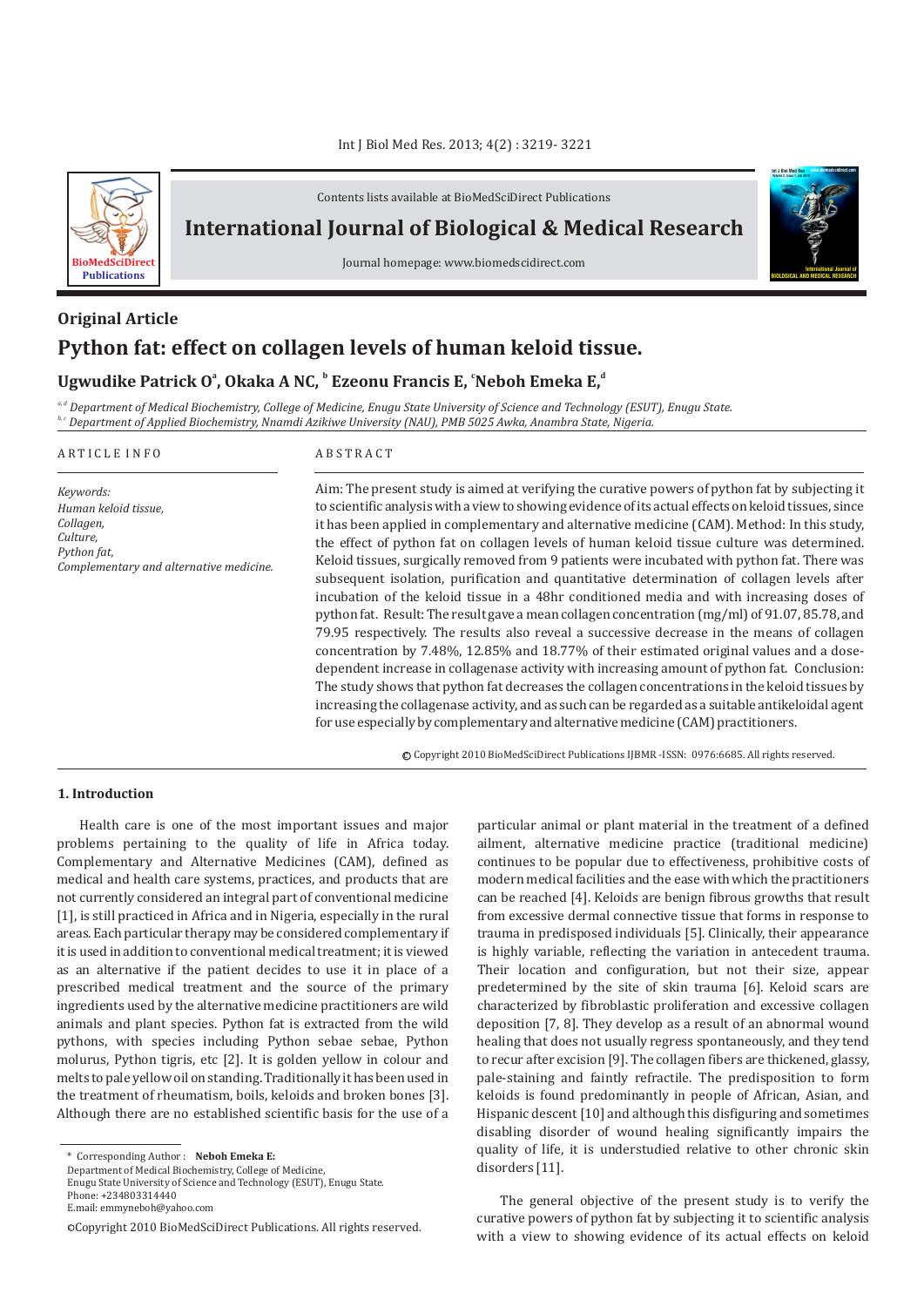Contents lists available at BioMedSciDirect Publications

**International Journal of Biological & Medical Research**

Journal homepage: www.biomedscidirect.com

## Original Article

# Python fat: effect on collagen levels of human keloid tissue.

**Ugwudike Patrick O[a], Okaka A NC, [b] Ezeonu Francis E, [c]Neboh Emeka E,[d]**

*[a,d] Department of Medical Biochemistry, College of Medicine, Enugu State University of Science and Technology (ESUT), Enugu State.*
*[b,c] Department of Applied Biochemistry, Nnamdi Azikiwe University (NAU), PMB 5025 Awka, Anambra State, Nigeria.*

A R T I C L E  I N F O

*Keywords:*
*Human keloid tissue,*
*Collagen,*
*Culture,*
*Python fat,*
*Complementary and alternative medicine.*

A B S T R A C T

Aim: The present study is aimed at verifying the curative powers of python fat by subjecting it to scientific analysis with a view to showing evidence of its actual effects on keloid tissues, since it has been applied in complementary and alternative medicine (CAM). Method: In this study, the effect of python fat on collagen levels of human keloid tissue culture was determined. Keloid tissues, surgically removed from 9 patients were incubated with python fat. There was subsequent isolation, purification and quantitative determination of collagen levels after incubation of the keloid tissue in a 48hr conditioned media and with increasing doses of python fat. Result: The result gave a mean collagen concentration (mg/ml) of 91.07, 85.78, and 79.95 respectively. The results also reveal a successive decrease in the means of collagen concentration by 7.48%, 12.85% and 18.77% of their estimated original values and a dose-dependent increase in collagenase activity with increasing amount of python fat. Conclusion: The study shows that python fat decreases the collagen concentrations in the keloid tissues by increasing the collagenase activity, and as such can be regarded as a suitable antikeloidal agent for use especially by complementary and alternative medicine (CAM) practitioners.

© Copyright 2010 BioMedSciDirect Publications IJBMR -ISSN: 0976:6685. All rights reserved.

## 1. Introduction

Health care is one of the most important issues and major problems pertaining to the quality of life in Africa today. Complementary and Alternative Medicines (CAM), defined as medical and health care systems, practices, and products that are not currently considered an integral part of conventional medicine [1], is still practiced in Africa and in Nigeria, especially in the rural areas. Each particular therapy may be considered complementary if it is used in addition to conventional medical treatment; it is viewed as an alternative if the patient decides to use it in place of a prescribed medical treatment and the source of the primary ingredients used by the alternative medicine practitioners are wild animals and plant species. Python fat is extracted from the wild pythons, with species including Python sebae sebae, Python molurus, Python tigris, etc [2]. It is golden yellow in colour and melts to pale yellow oil on standing. Traditionally it has been used in the treatment of rheumatism, boils, keloids and broken bones [3]. Although there are no established scientific basis for the use of a particular animal or plant material in the treatment of a defined ailment, alternative medicine practice (traditional medicine) continues to be popular due to effectiveness, prohibitive costs of modern medical facilities and the ease with which the practitioners can be reached [4]. Keloids are benign fibrous growths that result from excessive dermal connective tissue that forms in response to trauma in predisposed individuals [5]. Clinically, their appearance is highly variable, reflecting the variation in antecedent trauma. Their location and configuration, but not their size, appear predetermined by the site of skin trauma [6]. Keloid scars are characterized by fibroblastic proliferation and excessive collagen deposition [7, 8]. They develop as a result of an abnormal wound healing that does not usually regress spontaneously, and they tend to recur after excision [9]. The collagen fibers are thickened, glassy, pale-staining and faintly refractile. The predisposition to form keloids is found predominantly in people of African, Asian, and Hispanic descent [10] and although this disfiguring and sometimes disabling disorder of wound healing significantly impairs the quality of life, it is understudied relative to other chronic skin disorders [11].

The general objective of the present study is to verify the curative powers of python fat by subjecting it to scientific analysis with a view to showing evidence of its actual effects on keloid

\* Corresponding Author : **Neboh Emeka E:**
Department of Medical Biochemistry, College of Medicine,
Enugu State University of Science and Technology (ESUT), Enugu State.
Phone: +2348033144440
E.mail: emmyneboh@yahoo.com

©Copyright 2010 BioMedSciDirect Publications. All rights reserved.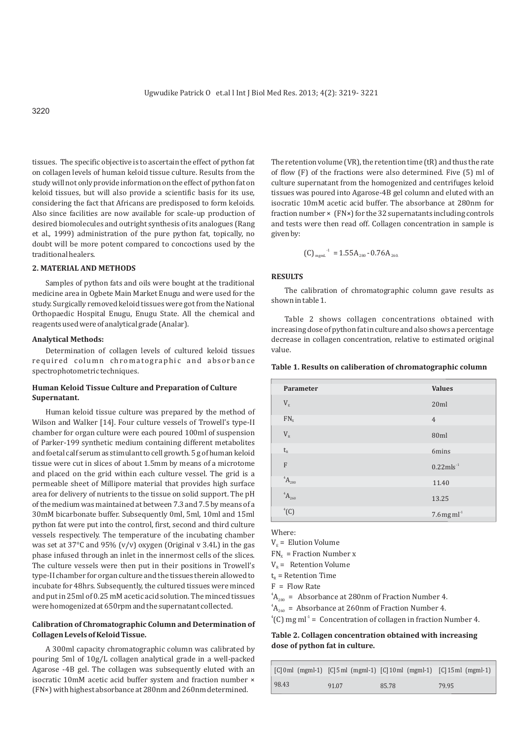tissues. The specific objective is to ascertain the effect of python fat on collagen levels of human keloid tissue culture. Results from the study will not only provide information on the effect of python fat on keloid tissues, but will also provide a scientific basis for its use, considering the fact that Africans are predisposed to form keloids. Also since facilities are now available for scale-up production of desired biomolecules and outright synthesis of its analogues (Rang et al., 1999) administration of the pure python fat, topically, no doubt will be more potent compared to concoctions used by the traditional healers.

## 2. MATERIAL AND METHODS

Samples of python fats and oils were bought at the traditional medicine area in Ogbete Main Market Enugu and were used for the study. Surgically removed keloid tissues were got from the National Orthopaedic Hospital Enugu, Enugu State. All the chemical and reagents used were of analytical grade (Analar).

### Analytical Methods:

Determination of collagen levels of cultured keloid tissues required column chromatographic and absorbance spectrophotometric techniques.

### Human Keloid Tissue Culture and Preparation of Culture Supernatant.

Human keloid tissue culture was prepared by the method of Wilson and Walker [14]. Four culture vessels of Trowell's type-II chamber for organ culture were each poured 100ml of suspension of Parker-199 synthetic medium containing different metabolites and foetal calf serum as stimulant to cell growth. 5 g of human keloid tissue were cut in slices of about 1.5mm by means of a microtome and placed on the grid within each culture vessel. The grid is a permeable sheet of Millipore material that provides high surface area for delivery of nutrients to the tissue on solid support. The pH of the medium was maintained at between 7.3 and 7.5 by means of a 30mM bicarbonate buffer. Subsequently 0ml, 5ml, 10ml and 15ml python fat were put into the control, first, second and third culture vessels respectively. The temperature of the incubating chamber was set at 37°C and 95% (v/v) oxygen (Original v 3.4L) in the gas phase infused through an inlet in the innermost cells of the slices. The culture vessels were then put in their positions in Trowell's type-II chamber for organ culture and the tissues therein allowed to incubate for 48hrs. Subsequently, the cultured tissues were minced and put in 25ml of 0.25 mM acetic acid solution. The minced tissues were homogenized at 650rpm and the supernatant collected.

### Calibration of Chromatographic Column and Determination of Collagen Levels of Keloid Tissue.

A 300ml capacity chromatographic column was calibrated by pouring 5ml of 10g/L collagen analytical grade in a well-packed Agarose -4B gel. The collagen was subsequently eluted with an isocratic 10mM acetic acid buffer system and fraction number × (FN×) with highest absorbance at 280nm and 260nm determined.

The retention volume (VR), the retention time (tR) and thus the rate of flow (F) of the fractions were also determined. Five (5) ml of culture supernatant from the homogenized and centrifuges keloid tissues was poured into Agarose-4B gel column and eluted with an isocratic 10mM acetic acid buffer. The absorbance at 280nm for fraction number × (FN×) for the 32 supernatants including controls and tests were then read off. Collagen concentration in sample is given by:

$$(C)_{\text{mgml}^{-1}} = 1.55A_{280} - 0.76A_{260}$$

## RESULTS

The calibration of chromatographic column gave results as shown in table 1.

Table 2 shows collagen concentrations obtained with increasing dose of python fat in culture and also shows a percentage decrease in collagen concentration, relative to estimated original value.

**Table 1. Results on caliberation of chromatographic column**

| Parameter | Values |
|---|---|
| $V_E$ | 20ml |
| $FN_x$ | 4 |
| $V_R$ | 80ml |
| $t_R$ | 6mins |
| F | $0.22\text{mls}^{-1}$ |
| ${}^4A_{280}$ | 11.40 |
| ${}^4A_{260}$ | 13.25 |
| ${}^4$(C) | $7.6\,\text{mg ml}^{-1}$ |

Where:

$V_E$ = Elution Volume
$FN_x$ = Fraction Number x
$V_R$ = Retention Volume
$t_R$ = Retention Time
F = Flow Rate
${}^4A_{280}$ = Absorbance at 280nm of Fraction Number 4.
${}^4A_{260}$ = Absorbance at 260nm of Fraction Number 4.
${}^4$(C) mg $\text{ml}^{-1}$ = Concentration of collagen in fraction Number 4.

**Table 2. Collagen concentration obtained with increasing dose of python fat in culture.**

| [C] 0ml (mgml-1) | [C] 5 ml (mgml-1) | [C] 10ml (mgml-1) | [C] 15ml (mgml-1) |
|---|---|---|---|
| 98.43 | 91.07 | 85.78 | 79.95 |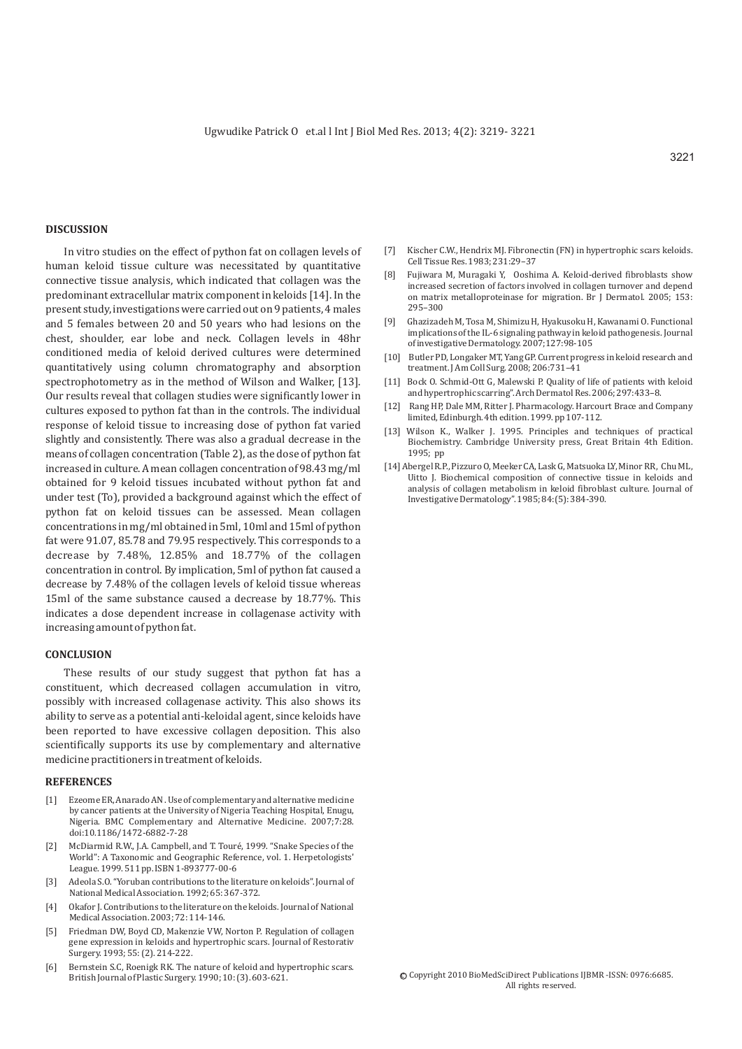## DISCUSSION

In vitro studies on the effect of python fat on collagen levels of human keloid tissue culture was necessitated by quantitative connective tissue analysis, which indicated that collagen was the predominant extracellular matrix component in keloids [14]. In the present study, investigations were carried out on 9 patients, 4 males and 5 females between 20 and 50 years who had lesions on the chest, shoulder, ear lobe and neck. Collagen levels in 48hr conditioned media of keloid derived cultures were determined quantitatively using column chromatography and absorption spectrophotometry as in the method of Wilson and Walker, [13]. Our results reveal that collagen studies were significantly lower in cultures exposed to python fat than in the controls. The individual response of keloid tissue to increasing dose of python fat varied slightly and consistently. There was also a gradual decrease in the means of collagen concentration (Table 2), as the dose of python fat increased in culture. A mean collagen concentration of 98.43 mg/ml obtained for 9 keloid tissues incubated without python fat and under test (To), provided a background against which the effect of python fat on keloid tissues can be assessed. Mean collagen concentrations in mg/ml obtained in 5ml, 10ml and 15ml of python fat were 91.07, 85.78 and 79.95 respectively. This corresponds to a decrease by 7.48%, 12.85% and 18.77% of the collagen concentration in control. By implication, 5ml of python fat caused a decrease by 7.48% of the collagen levels of keloid tissue whereas 15ml of the same substance caused a decrease by 18.77%. This indicates a dose dependent increase in collagenase activity with increasing amount of python fat.

## CONCLUSION

These results of our study suggest that python fat has a constituent, which decreased collagen accumulation in vitro, possibly with increased collagenase activity. This also shows its ability to serve as a potential anti-keloidal agent, since keloids have been reported to have excessive collagen deposition. This also scientifically supports its use by complementary and alternative medicine practitioners in treatment of keloids.

## REFERENCES

[1] Ezeome ER, Anarado AN. Use of complementary and alternative medicine by cancer patients at the University of Nigeria Teaching Hospital, Enugu, Nigeria. BMC Complementary and Alternative Medicine. 2007;7:28. doi:10.1186/1472-6882-7-28

[2] McDiarmid R.W., J.A. Campbell, and T. Touré, 1999. "Snake Species of the World": A Taxonomic and Geographic Reference, vol. 1. Herpetologists' League. 1999. 511 pp. ISBN 1-893777-00-6

[3] Adeola S.O. "Yoruban contributions to the literature on keloids". Journal of National Medical Association. 1992; 65: 367-372.

[4] Okafor J. Contributions to the literature on the keloids. Journal of National Medical Association. 2003; 72: 114-146.

[5] Friedman DW, Boyd CD, Makenzie VW, Norton P. Regulation of collagen gene expression in keloids and hypertrophic scars. Journal of Restorativ Surgery. 1993; 55: (2). 214-222.

[6] Bernstein S.C, Roenigk RK. The nature of keloid and hypertrophic scars. British Journal of Plastic Surgery. 1990; 10: (3). 603-621.

[7] Kischer C.W., Hendrix MJ. Fibronectin (FN) in hypertrophic scars keloids. Cell Tissue Res. 1983; 231:29–37

[8] Fujiwara M, Muragaki Y, Ooshima A. Keloid-derived fibroblasts show increased secretion of factors involved in collagen turnover and depend on matrix metalloproteinase for migration. Br J Dermatol. 2005; 153: 295–300

[9] Ghazizadeh M, Tosa M, Shimizu H, Hyakusoku H, Kawanami O. Functional implications of the IL-6 signaling pathway in keloid pathogenesis. Journal of investigative Dermatology. 2007;127:98-105

[10] Butler PD, Longaker MT, Yang GP. Current progress in keloid research and treatment. J Am Coll Surg. 2008; 206:731–41

[11] Bock O. Schmid-Ott G, Malewski P. Quality of life of patients with keloid and hypertrophic scarring". Arch Dermatol Res. 2006; 297:433–8.

[12] Rang HP, Dale MM, Ritter J. Pharmacology. Harcourt Brace and Company limited, Edinburgh. 4th edition. 1999. pp 107-112.

[13] Wilson K., Walker J. 1995. Principles and techniques of practical Biochemistry. Cambridge University press, Great Britain 4th Edition. 1995; pp

[14] Abergel R.P., Pizzuro O, Meeker CA, Lask G, Matsuoka LY, Minor RR, Chu ML, Uitto J. Biochemical composition of connective tissue in keloids and analysis of collagen metabolism in keloid fibroblast culture. Journal of Investigative Dermatology". 1985; 84:(5): 384-390.